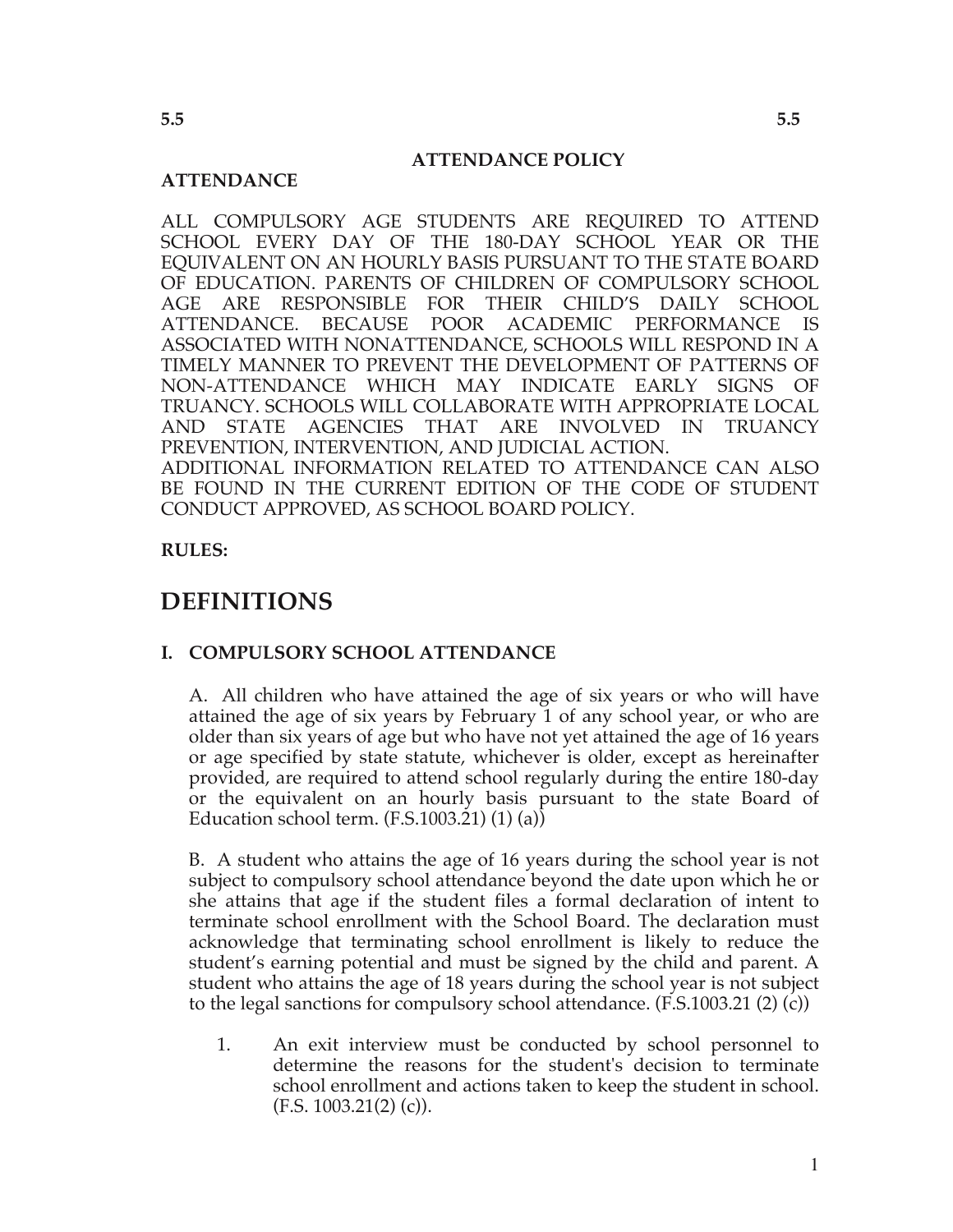## ATTENDANCE POLICY

**ATTENDANCE**

ALL COMPULSORY AGE STUDENTS ARE REQUIRED TO ATTEND SCHOOL EVERY DAY OF THE 180-DAY SCHOOL YEAR OR THE EQUIVALENT ON AN HOURLY BASIS PURSUANT TO THE STATE BOARD OF EDUCATION. PARENTS OF CHILDREN OF COMPULSORY SCHOOL AGE ARE RESPONSIBLE FOR THEIR CHILD'S DAILY SCHOOL ATTENDANCE. BECAUSE POOR ACADEMIC PERFORMANCE IS ASSOCIATED WITH NONATTENDANCE, SCHOOLS WILL RESPOND IN A TIMELY MANNER TO PREVENT THE DEVELOPMENT OF PATTERNS OF NON-ATTENDANCE WHICH MAY INDICATE EARLY SIGNS OF TRUANCY. SCHOOLS WILL COLLABORATE WITH APPROPRIATE LOCAL AND STATE AGENCIES THAT ARE INVOLVED IN TRUANCY PREVENTION, INTERVENTION, AND JUDICIAL ACTION.
ADDITIONAL INFORMATION RELATED TO ATTENDANCE CAN ALSO BE FOUND IN THE CURRENT EDITION OF THE CODE OF STUDENT CONDUCT APPROVED, AS SCHOOL BOARD POLICY.

**RULES:**

# DEFINITIONS

### I. COMPULSORY SCHOOL ATTENDANCE

A. All children who have attained the age of six years or who will have attained the age of six years by February 1 of any school year, or who are older than six years of age but who have not yet attained the age of 16 years or age specified by state statute, whichever is older, except as hereinafter provided, are required to attend school regularly during the entire 180-day or the equivalent on an hourly basis pursuant to the state Board of Education school term. (F.S.1003.21) (1) (a))

B. A student who attains the age of 16 years during the school year is not subject to compulsory school attendance beyond the date upon which he or she attains that age if the student files a formal declaration of intent to terminate school enrollment with the School Board. The declaration must acknowledge that terminating school enrollment is likely to reduce the student's earning potential and must be signed by the child and parent. A student who attains the age of 18 years during the school year is not subject to the legal sanctions for compulsory school attendance. (F.S.1003.21 (2) (c))

1. An exit interview must be conducted by school personnel to determine the reasons for the student's decision to terminate school enrollment and actions taken to keep the student in school. (F.S. 1003.21(2) (c)).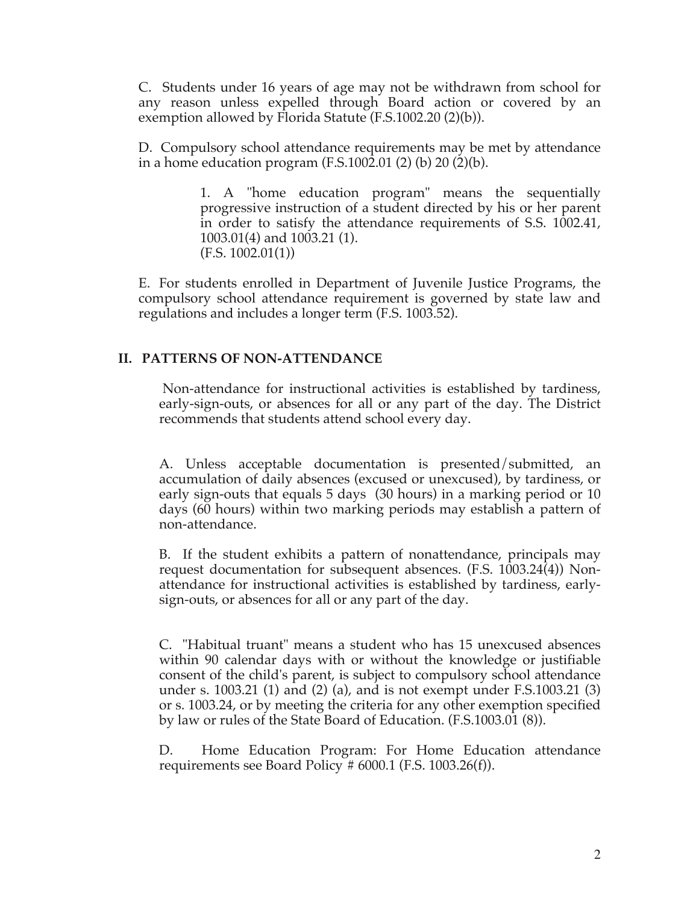C. Students under 16 years of age may not be withdrawn from school for any reason unless expelled through Board action or covered by an exemption allowed by Florida Statute (F.S.1002.20 (2)(b)).

D. Compulsory school attendance requirements may be met by attendance in a home education program (F.S.1002.01 (2) (b) 20 (2)(b).

> 1. A "home education program" means the sequentially progressive instruction of a student directed by his or her parent in order to satisfy the attendance requirements of S.S. 1002.41, 1003.01(4) and 1003.21 (1).
> (F.S. 1002.01(1))

E. For students enrolled in Department of Juvenile Justice Programs, the compulsory school attendance requirement is governed by state law and regulations and includes a longer term (F.S. 1003.52).

## II. PATTERNS OF NON-ATTENDANCE

Non-attendance for instructional activities is established by tardiness, early-sign-outs, or absences for all or any part of the day. The District recommends that students attend school every day.

A. Unless acceptable documentation is presented/submitted, an accumulation of daily absences (excused or unexcused), by tardiness, or early sign-outs that equals 5 days (30 hours) in a marking period or 10 days (60 hours) within two marking periods may establish a pattern of non-attendance.

B. If the student exhibits a pattern of nonattendance, principals may request documentation for subsequent absences. (F.S. 1003.24(4)) Non-attendance for instructional activities is established by tardiness, early-sign-outs, or absences for all or any part of the day.

C. "Habitual truant" means a student who has 15 unexcused absences within 90 calendar days with or without the knowledge or justifiable consent of the child's parent, is subject to compulsory school attendance under s. 1003.21 (1) and (2) (a), and is not exempt under F.S.1003.21 (3) or s. 1003.24, or by meeting the criteria for any other exemption specified by law or rules of the State Board of Education. (F.S.1003.01 (8)).

D. Home Education Program: For Home Education attendance requirements see Board Policy # 6000.1 (F.S. 1003.26(f)).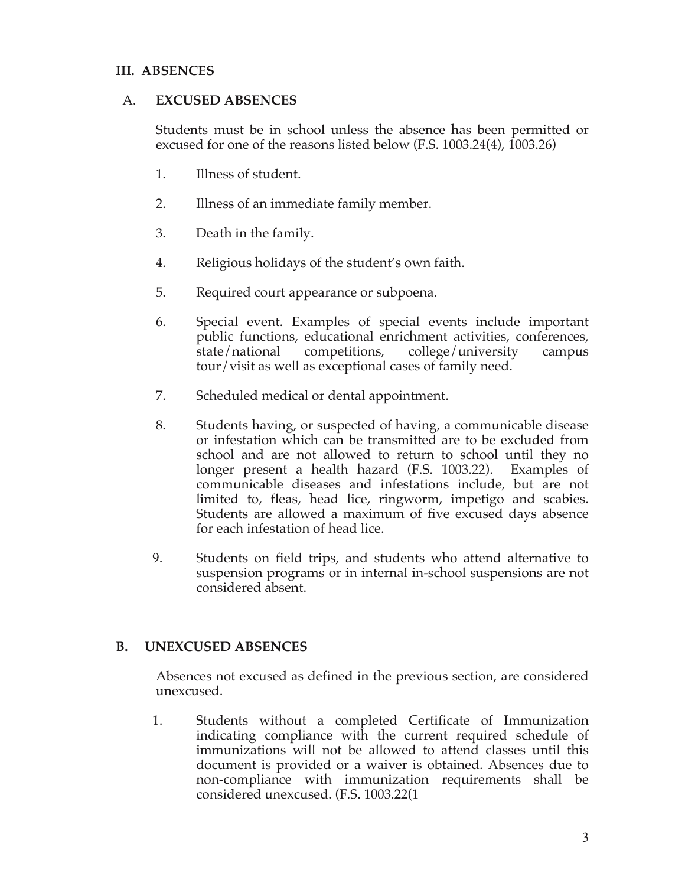## III. ABSENCES

### A. EXCUSED ABSENCES

Students must be in school unless the absence has been permitted or excused for one of the reasons listed below (F.S. 1003.24(4), 1003.26)

1. Illness of student.

2. Illness of an immediate family member.

3. Death in the family.

4. Religious holidays of the student's own faith.

5. Required court appearance or subpoena.

6. Special event. Examples of special events include important public functions, educational enrichment activities, conferences, state/national competitions, college/university campus tour/visit as well as exceptional cases of family need.

7. Scheduled medical or dental appointment.

8. Students having, or suspected of having, a communicable disease or infestation which can be transmitted are to be excluded from school and are not allowed to return to school until they no longer present a health hazard (F.S. 1003.22). Examples of communicable diseases and infestations include, but are not limited to, fleas, head lice, ringworm, impetigo and scabies. Students are allowed a maximum of five excused days absence for each infestation of head lice.

9. Students on field trips, and students who attend alternative to suspension programs or in internal in-school suspensions are not considered absent.

### B. UNEXCUSED ABSENCES

Absences not excused as defined in the previous section, are considered unexcused.

1. Students without a completed Certificate of Immunization indicating compliance with the current required schedule of immunizations will not be allowed to attend classes until this document is provided or a waiver is obtained. Absences due to non-compliance with immunization requirements shall be considered unexcused. (F.S. 1003.22(1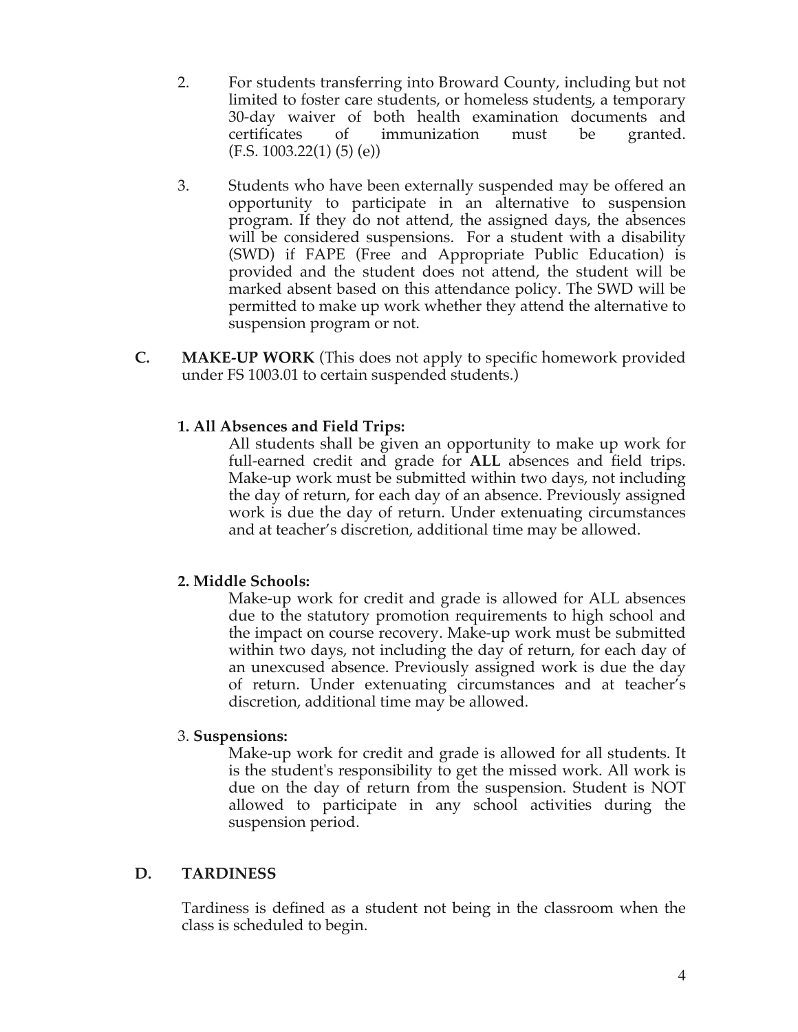2. For students transferring into Broward County, including but not limited to foster care students, or homeless students, a temporary 30-day waiver of both health examination documents and certificates of immunization must be granted. (F.S. 1003.22(1) (5) (e))

3. Students who have been externally suspended may be offered an opportunity to participate in an alternative to suspension program. If they do not attend, the assigned days, the absences will be considered suspensions. For a student with a disability (SWD) if FAPE (Free and Appropriate Public Education) is provided and the student does not attend, the student will be marked absent based on this attendance policy. The SWD will be permitted to make up work whether they attend the alternative to suspension program or not.

## C. MAKE-UP WORK (This does not apply to specific homework provided under FS 1003.01 to certain suspended students.)

### 1. All Absences and Field Trips:

All students shall be given an opportunity to make up work for full-earned credit and grade for **ALL** absences and field trips. Make-up work must be submitted within two days, not including the day of return, for each day of an absence. Previously assigned work is due the day of return. Under extenuating circumstances and at teacher's discretion, additional time may be allowed.

### 2. Middle Schools:

Make-up work for credit and grade is allowed for ALL absences due to the statutory promotion requirements to high school and the impact on course recovery. Make-up work must be submitted within two days, not including the day of return, for each day of an unexcused absence. Previously assigned work is due the day of return. Under extenuating circumstances and at teacher's discretion, additional time may be allowed.

### 3. Suspensions:

Make-up work for credit and grade is allowed for all students. It is the student's responsibility to get the missed work. All work is due on the day of return from the suspension. Student is NOT allowed to participate in any school activities during the suspension period.

## D. TARDINESS

Tardiness is defined as a student not being in the classroom when the class is scheduled to begin.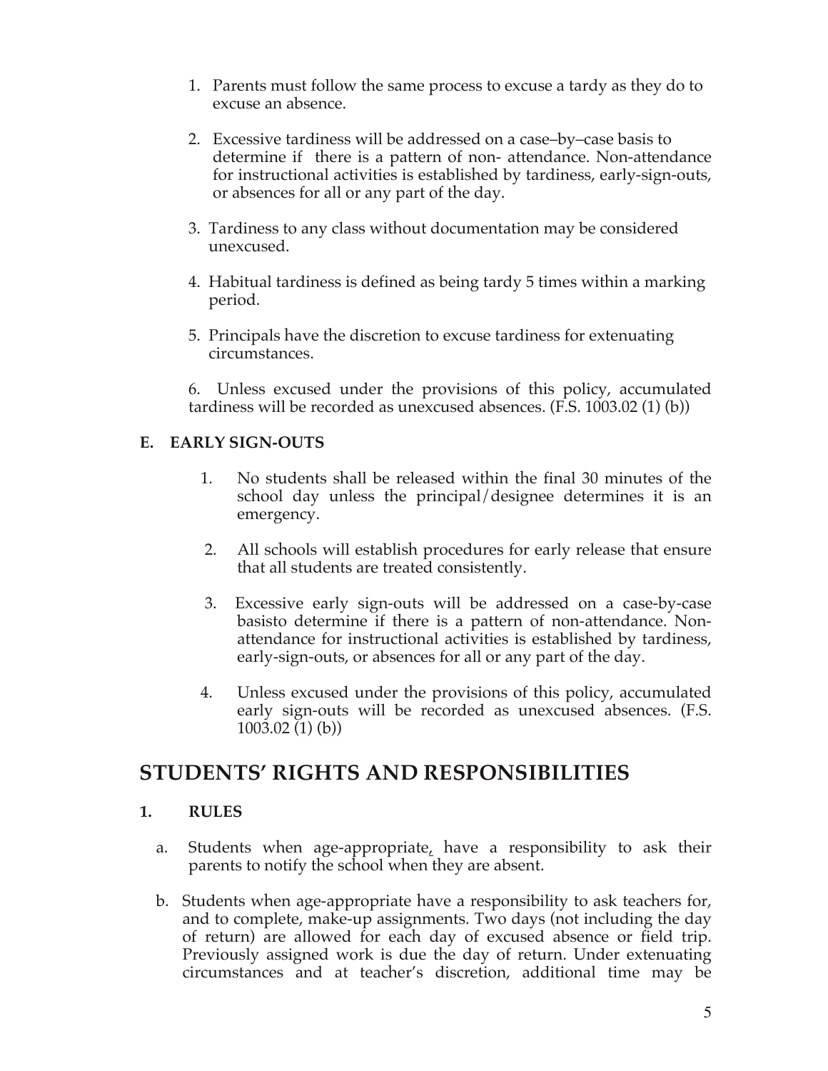1. Parents must follow the same process to excuse a tardy as they do to excuse an absence.

2. Excessive tardiness will be addressed on a case–by–case basis to determine if there is a pattern of non- attendance. Non-attendance for instructional activities is established by tardiness, early-sign-outs, or absences for all or any part of the day.

3. Tardiness to any class without documentation may be considered unexcused.

4. Habitual tardiness is defined as being tardy 5 times within a marking period.

5. Principals have the discretion to excuse tardiness for extenuating circumstances.

6. Unless excused under the provisions of this policy, accumulated tardiness will be recorded as unexcused absences. (F.S. 1003.02 (1) (b))

### E. EARLY SIGN-OUTS

1. No students shall be released within the final 30 minutes of the school day unless the principal/designee determines it is an emergency.

2. All schools will establish procedures for early release that ensure that all students are treated consistently.

3. Excessive early sign-outs will be addressed on a case-by-case basisto determine if there is a pattern of non-attendance. Non-attendance for instructional activities is established by tardiness, early-sign-outs, or absences for all or any part of the day.

4. Unless excused under the provisions of this policy, accumulated early sign-outs will be recorded as unexcused absences. (F.S. 1003.02 (1) (b))

## STUDENTS' RIGHTS AND RESPONSIBILITIES

### 1. RULES

a. Students when age-appropriate, have a responsibility to ask their parents to notify the school when they are absent.

b. Students when age-appropriate have a responsibility to ask teachers for, and to complete, make-up assignments. Two days (not including the day of return) are allowed for each day of excused absence or field trip. Previously assigned work is due the day of return. Under extenuating circumstances and at teacher's discretion, additional time may be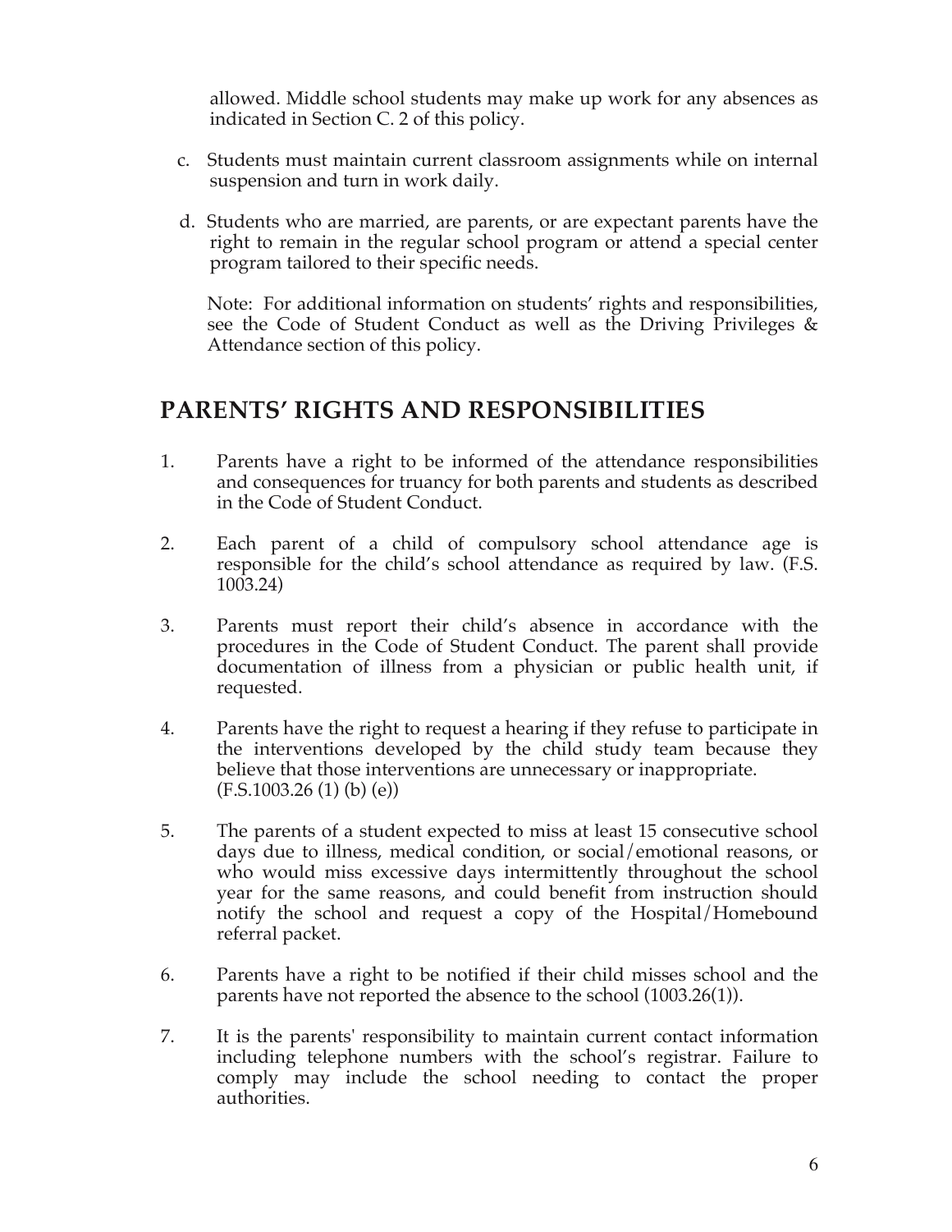allowed. Middle school students may make up work for any absences as indicated in Section C. 2 of this policy.

c. Students must maintain current classroom assignments while on internal suspension and turn in work daily.

d. Students who are married, are parents, or are expectant parents have the right to remain in the regular school program or attend a special center program tailored to their specific needs.

Note: For additional information on students' rights and responsibilities, see the Code of Student Conduct as well as the Driving Privileges & Attendance section of this policy.

## PARENTS' RIGHTS AND RESPONSIBILITIES

1. Parents have a right to be informed of the attendance responsibilities and consequences for truancy for both parents and students as described in the Code of Student Conduct.

2. Each parent of a child of compulsory school attendance age is responsible for the child's school attendance as required by law. (F.S. 1003.24)

3. Parents must report their child's absence in accordance with the procedures in the Code of Student Conduct. The parent shall provide documentation of illness from a physician or public health unit, if requested.

4. Parents have the right to request a hearing if they refuse to participate in the interventions developed by the child study team because they believe that those interventions are unnecessary or inappropriate. (F.S.1003.26 (1) (b) (e))

5. The parents of a student expected to miss at least 15 consecutive school days due to illness, medical condition, or social/emotional reasons, or who would miss excessive days intermittently throughout the school year for the same reasons, and could benefit from instruction should notify the school and request a copy of the Hospital/Homebound referral packet.

6. Parents have a right to be notified if their child misses school and the parents have not reported the absence to the school (1003.26(1)).

7. It is the parents' responsibility to maintain current contact information including telephone numbers with the school's registrar. Failure to comply may include the school needing to contact the proper authorities.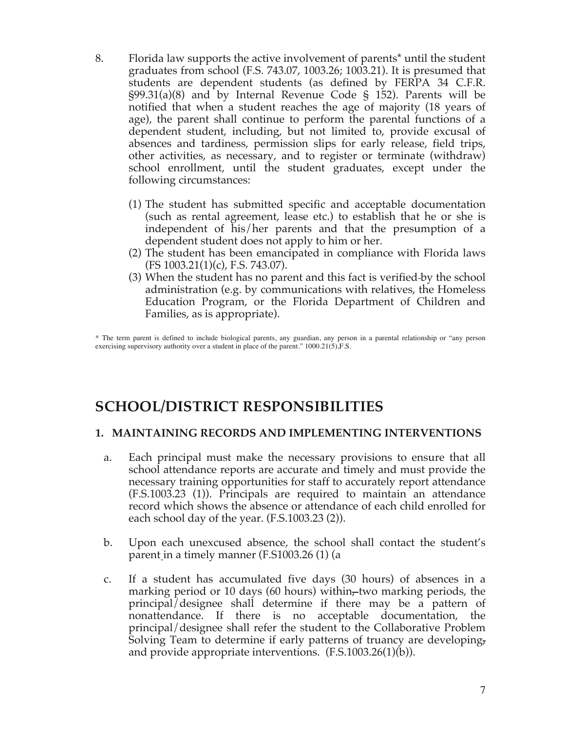8. Florida law supports the active involvement of parents* until the student graduates from school (F.S. 743.07, 1003.26; 1003.21). It is presumed that students are dependent students (as defined by FERPA 34 C.F.R. §99.31(a)(8) and by Internal Revenue Code § 152). Parents will be notified that when a student reaches the age of majority (18 years of age), the parent shall continue to perform the parental functions of a dependent student, including, but not limited to, provide excusal of absences and tardiness, permission slips for early release, field trips, other activities, as necessary, and to register or terminate (withdraw) school enrollment, until the student graduates, except under the following circumstances:

   (1) The student has submitted specific and acceptable documentation (such as rental agreement, lease etc.) to establish that he or she is independent of his/her parents and that the presumption of a dependent student does not apply to him or her.
   (2) The student has been emancipated in compliance with Florida laws (FS 1003.21(1)(c), F.S. 743.07).
   (3) When the student has no parent and this fact is verified by the school administration (e.g. by communications with relatives, the Homeless Education Program, or the Florida Department of Children and Families, as is appropriate).

* The term parent is defined to include biological parents, any guardian, any person in a parental relationship or "any person exercising supervisory authority over a student in place of the parent." 1000.21(5),F.S.

## SCHOOL/DISTRICT RESPONSIBILITIES

### 1. MAINTAINING RECORDS AND IMPLEMENTING INTERVENTIONS

a. Each principal must make the necessary provisions to ensure that all school attendance reports are accurate and timely and must provide the necessary training opportunities for staff to accurately report attendance (F.S.1003.23 (1)). Principals are required to maintain an attendance record which shows the absence or attendance of each child enrolled for each school day of the year. (F.S.1003.23 (2)).

b. Upon each unexcused absence, the school shall contact the student's parent in a timely manner (F.S1003.26 (1) (a

c. If a student has accumulated five days (30 hours) of absences in a marking period or 10 days (60 hours) within two marking periods, the principal/designee shall determine if there may be a pattern of nonattendance. If there is no acceptable documentation, the principal/designee shall refer the student to the Collaborative Problem Solving Team to determine if early patterns of truancy are developing and provide appropriate interventions. (F.S.1003.26(1)(b)).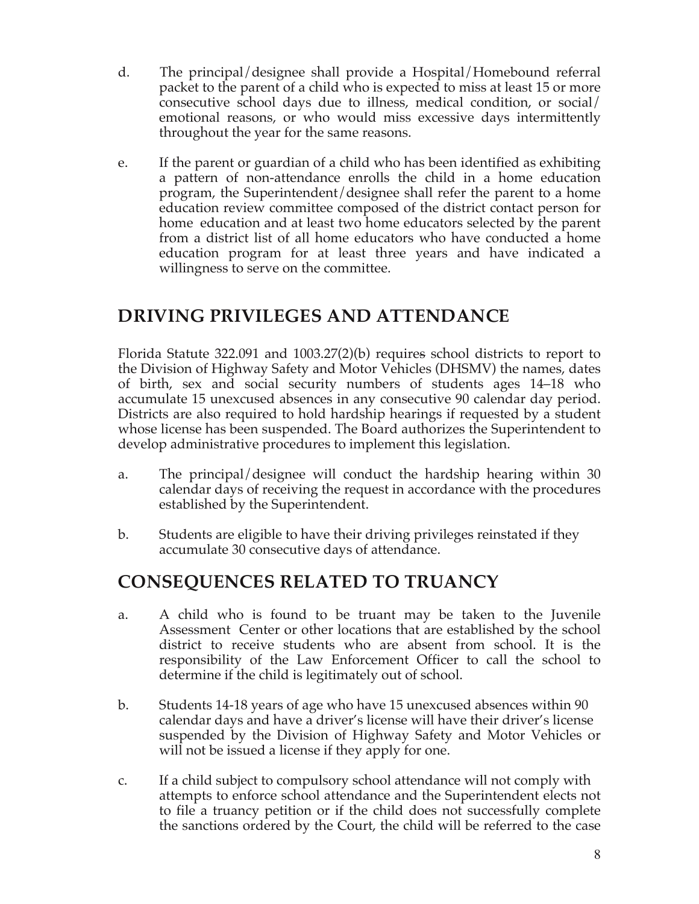d. The principal/designee shall provide a Hospital/Homebound referral packet to the parent of a child who is expected to miss at least 15 or more consecutive school days due to illness, medical condition, or social/ emotional reasons, or who would miss excessive days intermittently throughout the year for the same reasons.

e. If the parent or guardian of a child who has been identified as exhibiting a pattern of non-attendance enrolls the child in a home education program, the Superintendent/designee shall refer the parent to a home education review committee composed of the district contact person for home education and at least two home educators selected by the parent from a district list of all home educators who have conducted a home education program for at least three years and have indicated a willingness to serve on the committee.

## DRIVING PRIVILEGES AND ATTENDANCE

Florida Statute 322.091 and 1003.27(2)(b) requires school districts to report to the Division of Highway Safety and Motor Vehicles (DHSMV) the names, dates of birth, sex and social security numbers of students ages 14–18 who accumulate 15 unexcused absences in any consecutive 90 calendar day period. Districts are also required to hold hardship hearings if requested by a student whose license has been suspended. The Board authorizes the Superintendent to develop administrative procedures to implement this legislation.

a. The principal/designee will conduct the hardship hearing within 30 calendar days of receiving the request in accordance with the procedures established by the Superintendent.

b. Students are eligible to have their driving privileges reinstated if they accumulate 30 consecutive days of attendance.

## CONSEQUENCES RELATED TO TRUANCY

a. A child who is found to be truant may be taken to the Juvenile Assessment Center or other locations that are established by the school district to receive students who are absent from school. It is the responsibility of the Law Enforcement Officer to call the school to determine if the child is legitimately out of school.

b. Students 14-18 years of age who have 15 unexcused absences within 90 calendar days and have a driver's license will have their driver's license suspended by the Division of Highway Safety and Motor Vehicles or will not be issued a license if they apply for one.

c. If a child subject to compulsory school attendance will not comply with attempts to enforce school attendance and the Superintendent elects not to file a truancy petition or if the child does not successfully complete the sanctions ordered by the Court, the child will be referred to the case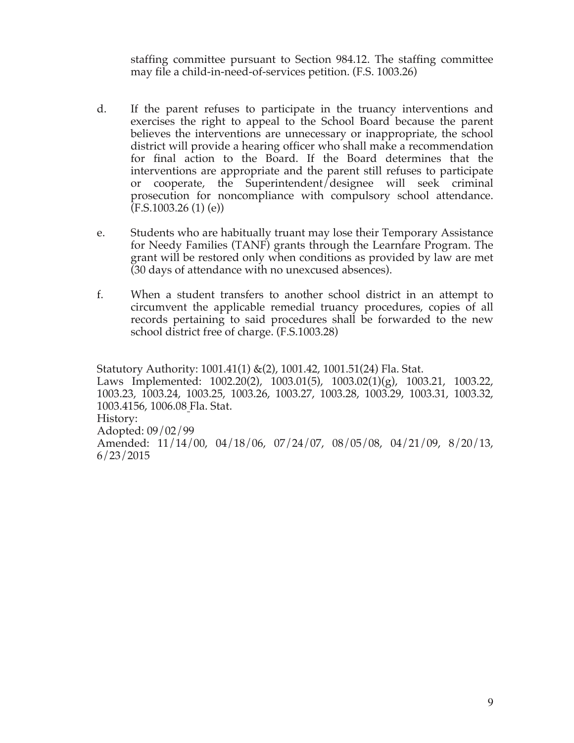staffing committee pursuant to Section 984.12. The staffing committee may file a child-in-need-of-services petition. (F.S. 1003.26)

d. If the parent refuses to participate in the truancy interventions and exercises the right to appeal to the School Board because the parent believes the interventions are unnecessary or inappropriate, the school district will provide a hearing officer who shall make a recommendation for final action to the Board. If the Board determines that the interventions are appropriate and the parent still refuses to participate or cooperate, the Superintendent/designee will seek criminal prosecution for noncompliance with compulsory school attendance. (F.S.1003.26 (1) (e))

e. Students who are habitually truant may lose their Temporary Assistance for Needy Families (TANF) grants through the Learnfare Program. The grant will be restored only when conditions as provided by law are met (30 days of attendance with no unexcused absences).

f. When a student transfers to another school district in an attempt to circumvent the applicable remedial truancy procedures, copies of all records pertaining to said procedures shall be forwarded to the new school district free of charge. (F.S.1003.28)

Statutory Authority: 1001.41(1) &(2), 1001.42, 1001.51(24) Fla. Stat.
Laws Implemented: 1002.20(2), 1003.01(5), 1003.02(1)(g), 1003.21, 1003.22, 1003.23, 1003.24, 1003.25, 1003.26, 1003.27, 1003.28, 1003.29, 1003.31, 1003.32, 1003.4156, 1006.08 Fla. Stat.
History:
Adopted: 09/02/99
Amended: 11/14/00, 04/18/06, 07/24/07, 08/05/08, 04/21/09, 8/20/13, 6/23/2015